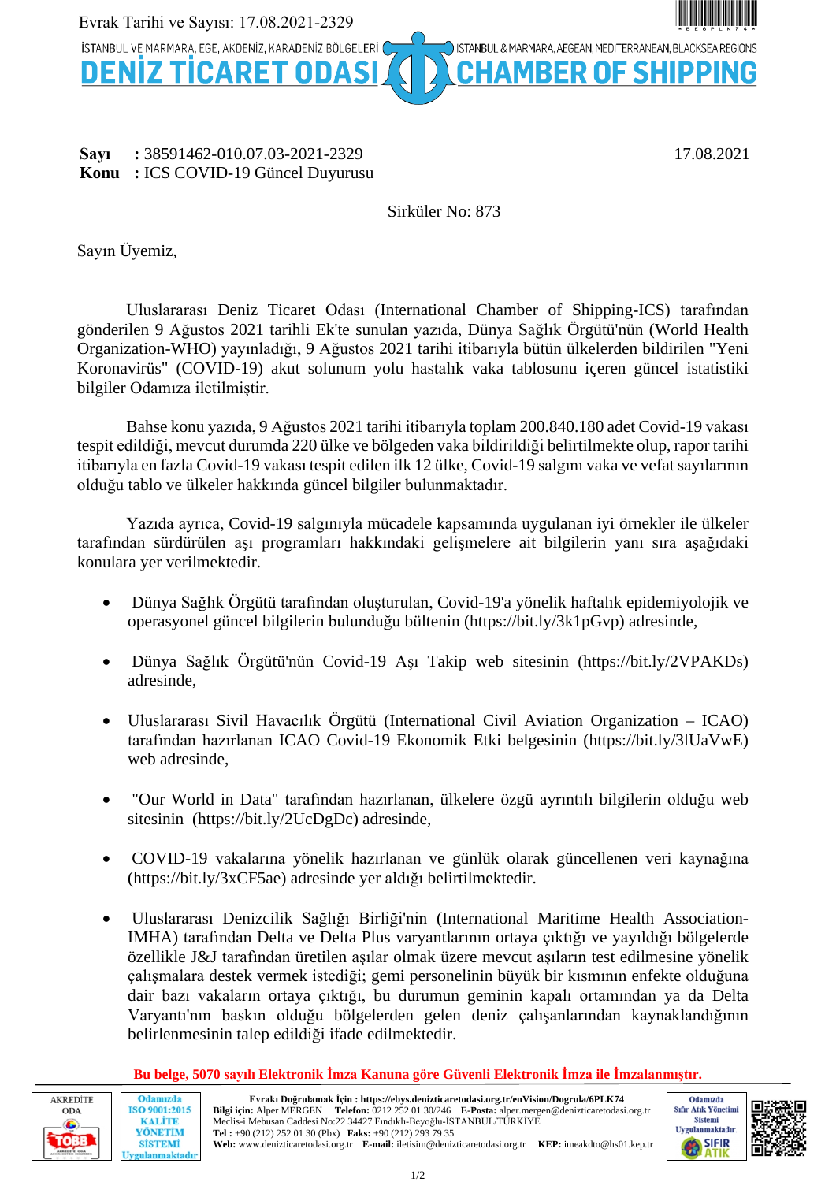Evrak Tarihi ve Sayısı: 17.08.2021-2329

İSTANBUL VE MARMARA, EGE, AKDENİZ, KARADENİZ BÖLGELERİ
**DENİZ TİCARET ODASI**
ISTANBUL & MARMARA, AEGEAN, MEDITERRANEAN, BLACKSEA REGIONS
**CHAMBER OF SHIPPING**

**Sayı** : 38591462-010.07.03-2021-2329 — 17.08.2021
**Konu** : ICS COVID-19 Güncel Duyurusu

Sirküler No: 873

Sayın Üyemiz,

Uluslararası Deniz Ticaret Odası (International Chamber of Shipping-ICS) tarafından gönderilen 9 Ağustos 2021 tarihli Ek'te sunulan yazıda, Dünya Sağlık Örgütü'nün (World Health Organization-WHO) yayınladığı, 9 Ağustos 2021 tarihi itibarıyla bütün ülkelerden bildirilen "Yeni Koronavirüs" (COVID-19) akut solunum yolu hastalık vaka tablosunu içeren güncel istatistiki bilgiler Odamıza iletilmiştir.

Bahse konu yazıda, 9 Ağustos 2021 tarihi itibarıyla toplam 200.840.180 adet Covid-19 vakası tespit edildiği, mevcut durumda 220 ülke ve bölgeden vaka bildirildiği belirtilmekte olup, rapor tarihi itibarıyla en fazla Covid-19 vakası tespit edilen ilk 12 ülke, Covid-19 salgını vaka ve vefat sayılarının olduğu tablo ve ülkeler hakkında güncel bilgiler bulunmaktadır.

Yazıda ayrıca, Covid-19 salgınıyla mücadele kapsamında uygulanan iyi örnekler ile ülkeler tarafından sürdürülen aşı programları hakkındaki gelişmelere ait bilgilerin yanı sıra aşağıdaki konulara yer verilmektedir.

- Dünya Sağlık Örgütü tarafından oluşturulan, Covid-19'a yönelik haftalık epidemiyolojik ve operasyonel güncel bilgilerin bulunduğu bültenin (https://bit.ly/3k1pGvp) adresinde,
- Dünya Sağlık Örgütü'nün Covid-19 Aşı Takip web sitesinin (https://bit.ly/2VPAKDs) adresinde,
- Uluslararası Sivil Havacılık Örgütü (International Civil Aviation Organization – ICAO) tarafından hazırlanan ICAO Covid-19 Ekonomik Etki belgesinin (https://bit.ly/3lUaVwE) web adresinde,
- "Our World in Data" tarafından hazırlanan, ülkelere özgü ayrıntılı bilgilerin olduğu web sitesinin (https://bit.ly/2UcDgDc) adresinde,
- COVID-19 vakalarına yönelik hazırlanan ve günlük olarak güncellenen veri kaynağına (https://bit.ly/3xCF5ae) adresinde yer aldığı belirtilmektedir.
- Uluslararası Denizcilik Sağlığı Birliği'nin (International Maritime Health Association-IMHA) tarafından Delta ve Delta Plus varyantlarının ortaya çıktığı ve yayıldığı bölgelerde özellikle J&J tarafından üretilen aşılar olmak üzere mevcut aşıların test edilmesine yönelik çalışmalara destek vermek istediği; gemi personelinin büyük bir kısmının enfekte olduğuna dair bazı vakaların ortaya çıktığı, bu durumun geminin kapalı ortamından ya da Delta Varyantı'nın baskın olduğu bölgelerden gelen deniz çalışanlarından kaynaklandığının belirlenmesinin talep edildiği ifade edilmektedir.

**Bu belge, 5070 sayılı Elektronik İmza Kanuna göre Güvenli Elektronik İmza ile İmzalanmıştır.**

**Evrakı Doğrulamak İçin : https://ebys.denizticaretodasi.org.tr/enVision/Dogrula/6PLK74**
**Bilgi için:** Alper MERGEN **Telefon:** 0212 252 01 30/246 **E-Posta:** alper.mergen@denizticaretodasi.org.tr
Meclis-i Mebusan Caddesi No:22 34427 Fındıklı-Beyoğlu-İSTANBUL/TÜRKİYE
**Tel :** +90 (212) 252 01 30 (Pbx) **Faks:** +90 (212) 293 79 35
**Web:** www.denizticaretodasi.org.tr **E-mail:** iletisim@denizticaretodasi.org.tr **KEP:** imeakdto@hs01.kep.tr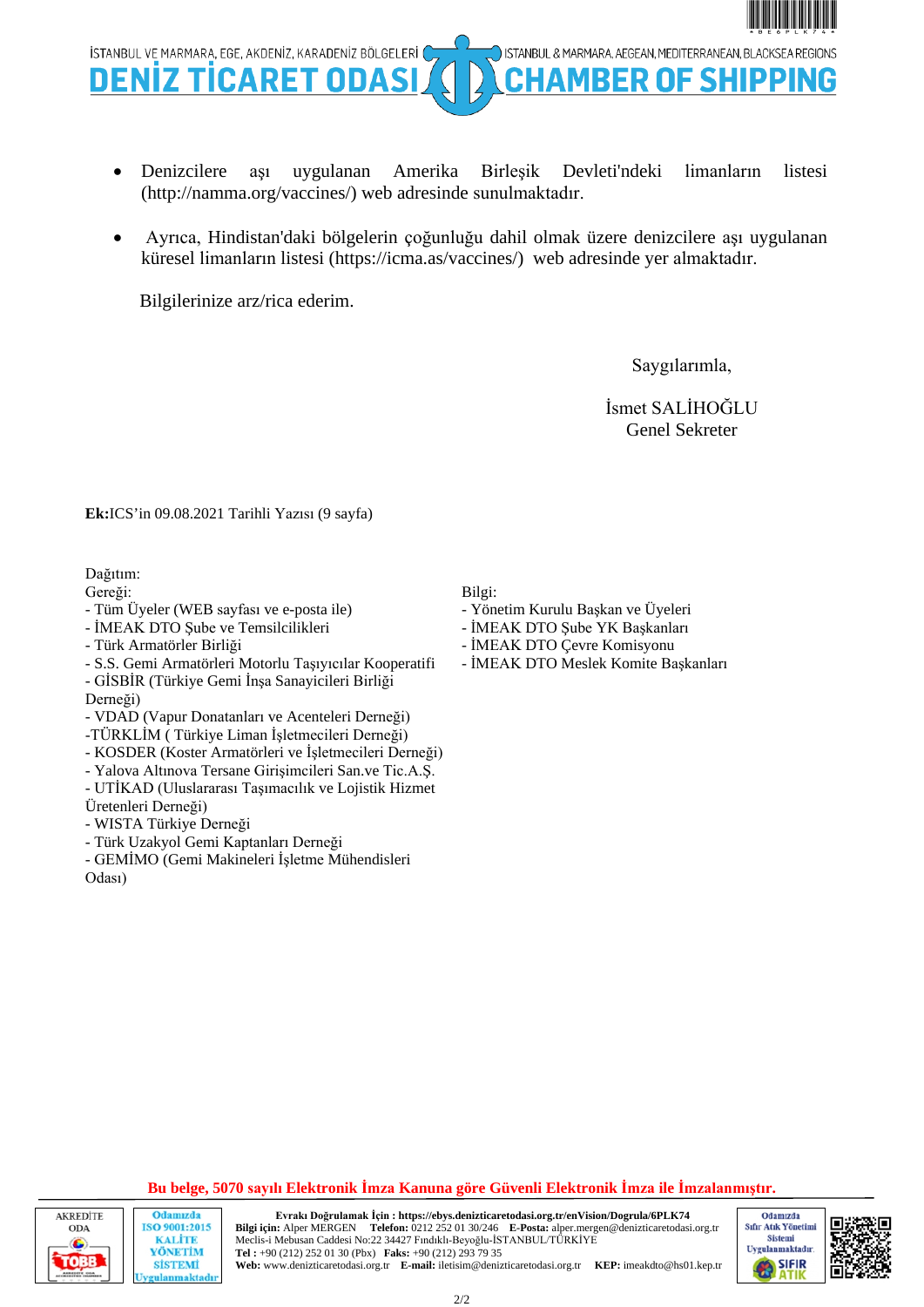- Denizcilere aşı uygulanan Amerika Birleşik Devleti'ndeki limanların listesi (http://namma.org/vaccines/) web adresinde sunulmaktadır.

- Ayrıca, Hindistan'daki bölgelerin çoğunluğu dahil olmak üzere denizcilere aşı uygulanan küresel limanların listesi (https://icma.as/vaccines/) web adresinde yer almaktadır.

Bilgilerinize arz/rica ederim.

Saygılarımla,

İsmet SALİHOĞLU
Genel Sekreter

**Ek:**ICS'in 09.08.2021 Tarihli Yazısı (9 sayfa)

Dağıtım:

Gereği:
- Tüm Üyeler (WEB sayfası ve e-posta ile)
- İMEAK DTO Şube ve Temsilcilikleri
- Türk Armatörler Birliği
- S.S. Gemi Armatörleri Motorlu Taşıyıcılar Kooperatifi
- GİSBİR (Türkiye Gemi İnşa Sanayicileri Birliği Derneği)
- VDAD (Vapur Donatanları ve Acenteleri Derneği)
- TÜRKLİM ( Türkiye Liman İşletmecileri Derneği)
- KOSDER (Koster Armatörleri ve İşletmecileri Derneği)
- Yalova Altınova Tersane Girişimcileri San.ve Tic.A.Ş.
- UTİKAD (Uluslararası Taşımacılık ve Lojistik Hizmet Üretenleri Derneği)
- WISTA Türkiye Derneği
- Türk Uzakyol Gemi Kaptanları Derneği
- GEMİMO (Gemi Makineleri İşletme Mühendisleri Odası)

Bilgi:
- Yönetim Kurulu Başkan ve Üyeleri
- İMEAK DTO Şube YK Başkanları
- İMEAK DTO Çevre Komisyonu
- İMEAK DTO Meslek Komite Başkanları

**Bu belge, 5070 sayılı Elektronik İmza Kanuna göre Güvenli Elektronik İmza ile İmzalanmıştır.**

**Evrakı Doğrulamak İçin : https://ebys.denizticaretodasi.org.tr/enVision/Dogrula/6PLK74**
**Bilgi için:** Alper MERGEN **Telefon:** 0212 252 01 30/246 **E-Posta:** alper.mergen@denizticaretodasi.org.tr
Meclis-i Mebusan Caddesi No:22 34427 Fındıklı-Beyoğlu-İSTANBUL/TÜRKİYE
**Tel :** +90 (212) 252 01 30 (Pbx) **Faks:** +90 (212) 293 79 35
**Web:** www.denizticaretodasi.org.tr **E-mail:** iletisim@denizticaretodasi.org.tr **KEP:** imeakdto@hs01.kep.tr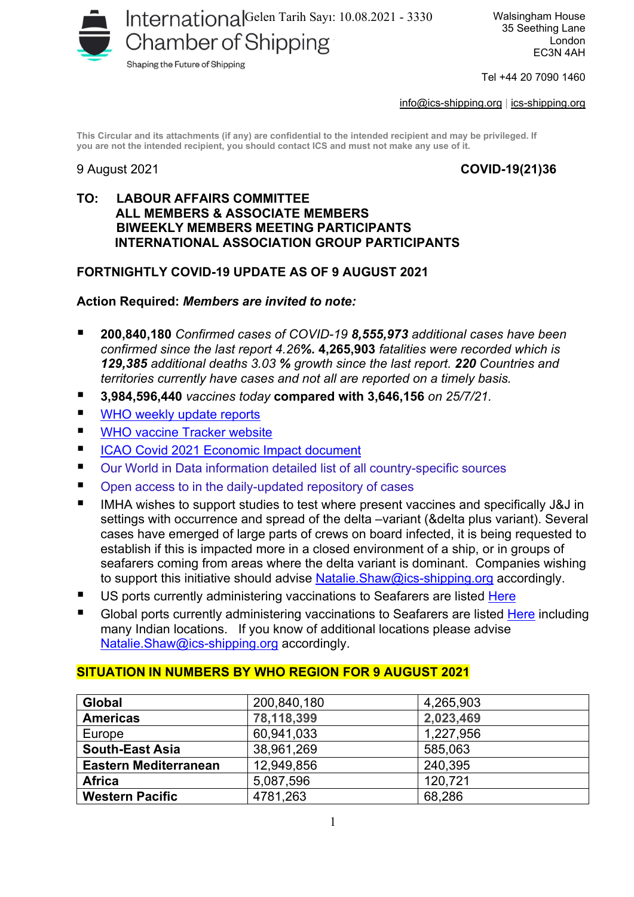International Chamber of Shipping
Shaping the Future of Shipping

Gelen Tarih Sayı: 10.08.2021 - 3330

Walsingham House
35 Seething Lane
London
EC3N 4AH

Tel +44 20 7090 1460

info@ics-shipping.org | ics-shipping.org

This Circular and its attachments (if any) are confidential to the intended recipient and may be privileged. If you are not the intended recipient, you should contact ICS and must not make any use of it.

9 August 2021 **COVID-19(21)36**

**TO: LABOUR AFFAIRS COMMITTEE**
**ALL MEMBERS & ASSOCIATE MEMBERS**
**BIWEEKLY MEMBERS MEETING PARTICIPANTS**
**INTERNATIONAL ASSOCIATION GROUP PARTICIPANTS**

**FORTNIGHTLY COVID-19 UPDATE AS OF 9 AUGUST 2021**

**Action Required:** ***Members are invited to note:***

- **200,840,180** *Confirmed cases of COVID-19* ***8,555,973*** *additional cases have been confirmed since the last report 4.26****%.*** **4,265,903** *fatalities were recorded which is* ***129,385*** *additional deaths 3.03* ***%*** *growth since the last report.* ***220*** *Countries and territories currently have cases and not all are reported on a timely basis.*
- **3,984,596,440** *vaccines today* **compared with 3,646,156** *on 25/7/21.*
- WHO weekly update reports
- WHO vaccine Tracker website
- ICAO Covid 2021 Economic Impact document
- Our World in Data information detailed list of all country-specific sources
- Open access to in the daily-updated repository of cases
- IMHA wishes to support studies to test where present vaccines and specifically J&J in settings with occurrence and spread of the delta –variant (&delta plus variant). Several cases have emerged of large parts of crews on board infected, it is being requested to establish if this is impacted more in a closed environment of a ship, or in groups of seafarers coming from areas where the delta variant is dominant. Companies wishing to support this initiative should advise Natalie.Shaw@ics-shipping.org accordingly.
- US ports currently administering vaccinations to Seafarers are listed Here
- Global ports currently administering vaccinations to Seafarers are listed Here including many Indian locations. If you know of additional locations please advise Natalie.Shaw@ics-shipping.org accordingly.

**SITUATION IN NUMBERS BY WHO REGION FOR 9 AUGUST 2021**

| | | |
|---|---|---|
| **Global** | 200,840,180 | 4,265,903 |
| **Americas** | **78,118,399** | **2,023,469** |
| Europe | 60,941,033 | 1,227,956 |
| **South-East Asia** | 38,961,269 | 585,063 |
| **Eastern Mediterranean** | 12,949,856 | 240,395 |
| **Africa** | 5,087,596 | 120,721 |
| **Western Pacific** | 4781,263 | 68,286 |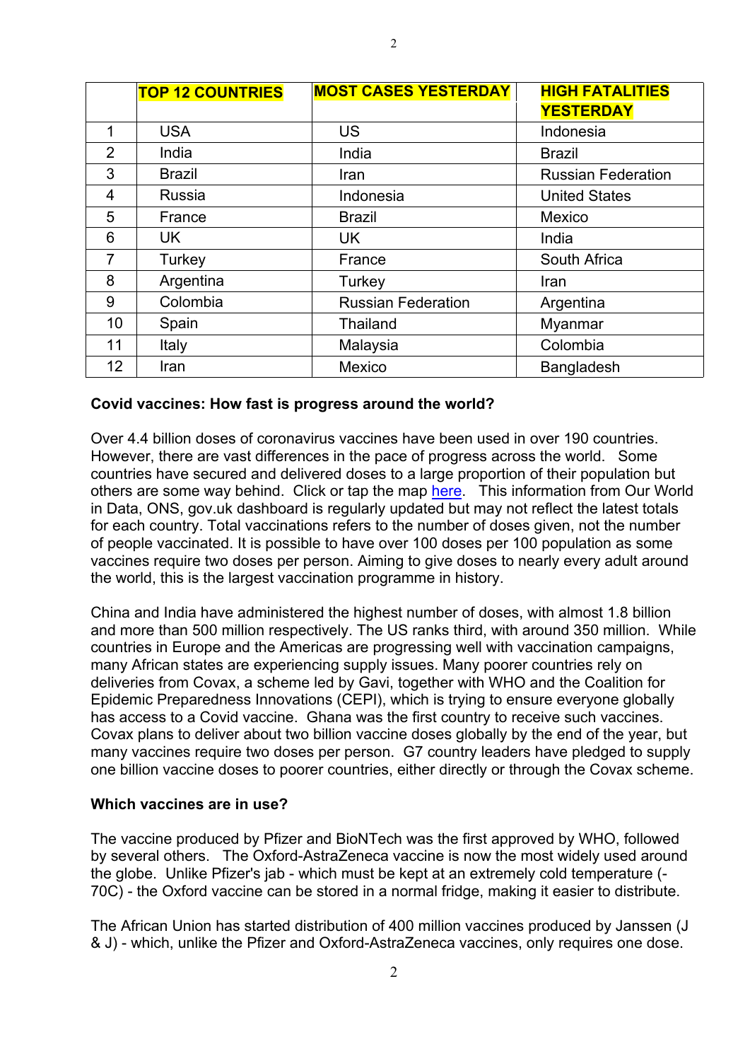| | **TOP 12 COUNTRIES** | **MOST CASES YESTERDAY** | **HIGH FATALITIES YESTERDAY** |
|---|---|---|---|
| 1 | USA | US | Indonesia |
| 2 | India | India | Brazil |
| 3 | Brazil | Iran | Russian Federation |
| 4 | Russia | Indonesia | United States |
| 5 | France | Brazil | Mexico |
| 6 | UK | UK | India |
| 7 | Turkey | France | South Africa |
| 8 | Argentina | Turkey | Iran |
| 9 | Colombia | Russian Federation | Argentina |
| 10 | Spain | Thailand | Myanmar |
| 11 | Italy | Malaysia | Colombia |
| 12 | Iran | Mexico | Bangladesh |

**Covid vaccines: How fast is progress around the world?**

Over 4.4 billion doses of coronavirus vaccines have been used in over 190 countries. However, there are vast differences in the pace of progress across the world. Some countries have secured and delivered doses to a large proportion of their population but others are some way behind. Click or tap the map here. This information from Our World in Data, ONS, gov.uk dashboard is regularly updated but may not reflect the latest totals for each country. Total vaccinations refers to the number of doses given, not the number of people vaccinated. It is possible to have over 100 doses per 100 population as some vaccines require two doses per person. Aiming to give doses to nearly every adult around the world, this is the largest vaccination programme in history.

China and India have administered the highest number of doses, with almost 1.8 billion and more than 500 million respectively. The US ranks third, with around 350 million. While countries in Europe and the Americas are progressing well with vaccination campaigns, many African states are experiencing supply issues. Many poorer countries rely on deliveries from Covax, a scheme led by Gavi, together with WHO and the Coalition for Epidemic Preparedness Innovations (CEPI), which is trying to ensure everyone globally has access to a Covid vaccine. Ghana was the first country to receive such vaccines. Covax plans to deliver about two billion vaccine doses globally by the end of the year, but many vaccines require two doses per person. G7 country leaders have pledged to supply one billion vaccine doses to poorer countries, either directly or through the Covax scheme.

**Which vaccines are in use?**

The vaccine produced by Pfizer and BioNTech was the first approved by WHO, followed by several others. The Oxford-AstraZeneca vaccine is now the most widely used around the globe. Unlike Pfizer's jab - which must be kept at an extremely cold temperature (-70C) - the Oxford vaccine can be stored in a normal fridge, making it easier to distribute.

The African Union has started distribution of 400 million vaccines produced by Janssen (J & J) - which, unlike the Pfizer and Oxford-AstraZeneca vaccines, only requires one dose.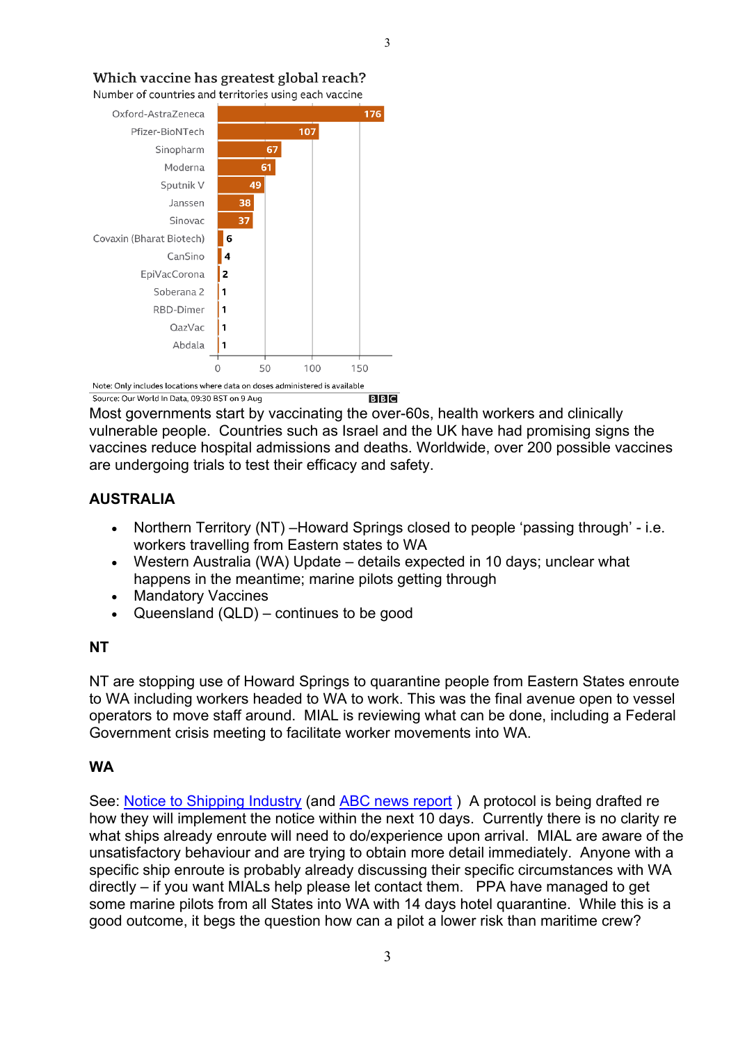**Which vaccine has greatest global reach?**

Number of countries and territories using each vaccine

| Vaccine | Number of countries and territories |
|---|---|
| Oxford-AstraZeneca | 176 |
| Pfizer-BioNTech | 107 |
| Sinopharm | 67 |
| Moderna | 61 |
| Sputnik V | 49 |
| Janssen | 38 |
| Sinovac | 37 |
| Covaxin (Bharat Biotech) | 6 |
| CanSino | 4 |
| EpiVacCorona | 2 |
| Soberana 2 | 1 |
| RBD-Dimer | 1 |
| QazVac | 1 |
| Abdala | 1 |

Note: Only includes locations where data on doses administered is available

Source: Our World In Data, 09:30 BST on 9 Aug BBC

Most governments start by vaccinating the over-60s, health workers and clinically vulnerable people. Countries such as Israel and the UK have had promising signs the vaccines reduce hospital admissions and deaths. Worldwide, over 200 possible vaccines are undergoing trials to test their efficacy and safety.

## AUSTRALIA

- Northern Territory (NT) –Howard Springs closed to people 'passing through' - i.e. workers travelling from Eastern states to WA
- Western Australia (WA) Update – details expected in 10 days; unclear what happens in the meantime; marine pilots getting through
- Mandatory Vaccines
- Queensland (QLD) – continues to be good

### NT

NT are stopping use of Howard Springs to quarantine people from Eastern States enroute to WA including workers headed to WA to work. This was the final avenue open to vessel operators to move staff around. MIAL is reviewing what can be done, including a Federal Government crisis meeting to facilitate worker movements into WA.

### WA

See: [Notice to Shipping Industry] (and [ABC news report]) A protocol is being drafted re how they will implement the notice within the next 10 days. Currently there is no clarity re what ships already enroute will need to do/experience upon arrival. MIAL are aware of the unsatisfactory behaviour and are trying to obtain more detail immediately. Anyone with a specific ship enroute is probably already discussing their specific circumstances with WA directly – if you want MIALs help please let contact them. PPA have managed to get some marine pilots from all States into WA with 14 days hotel quarantine. While this is a good outcome, it begs the question how can a pilot a lower risk than maritime crew?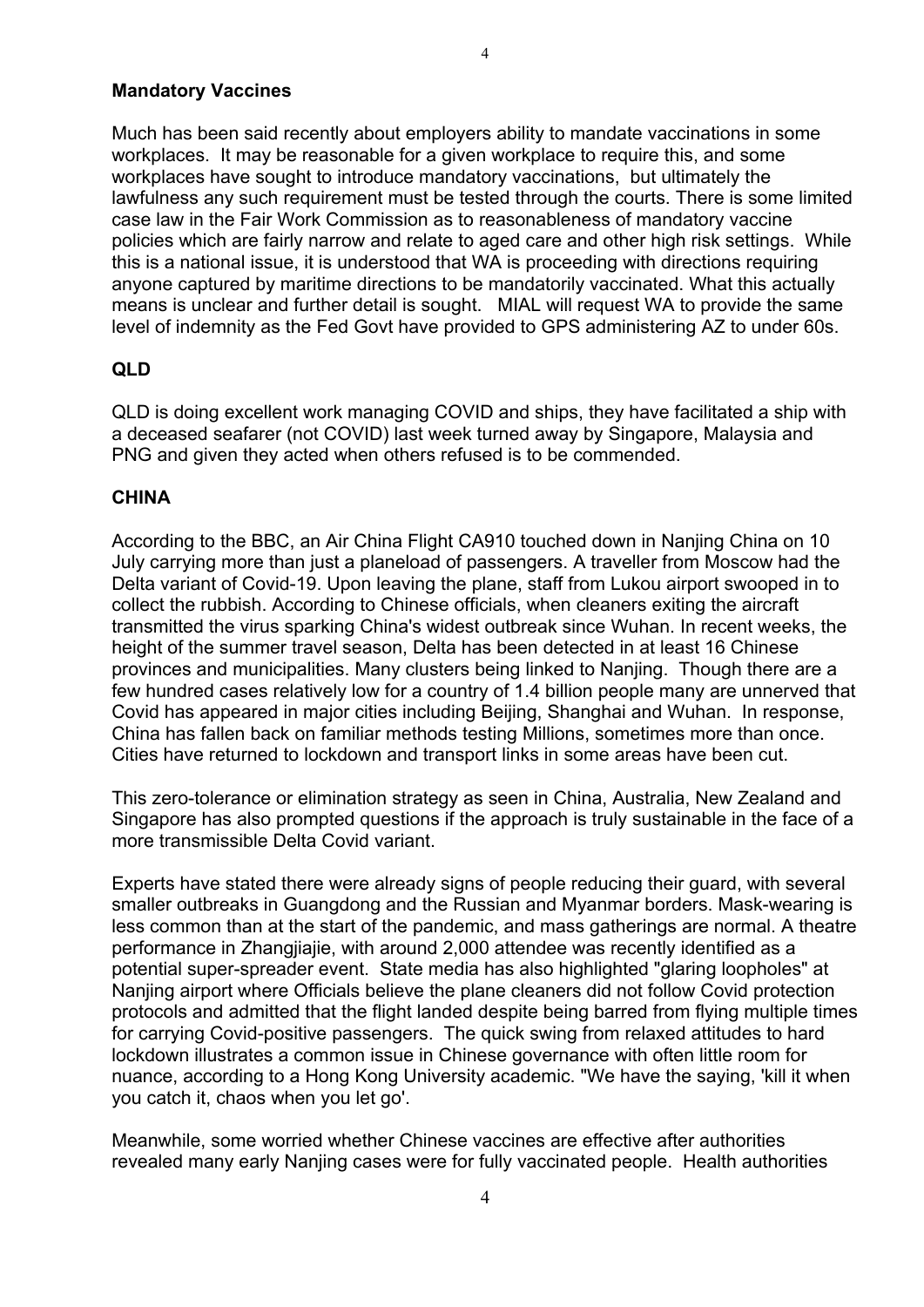## Mandatory Vaccines

Much has been said recently about employers ability to mandate vaccinations in some workplaces. It may be reasonable for a given workplace to require this, and some workplaces have sought to introduce mandatory vaccinations, but ultimately the lawfulness any such requirement must be tested through the courts. There is some limited case law in the Fair Work Commission as to reasonableness of mandatory vaccine policies which are fairly narrow and relate to aged care and other high risk settings. While this is a national issue, it is understood that WA is proceeding with directions requiring anyone captured by maritime directions to be mandatorily vaccinated. What this actually means is unclear and further detail is sought. MIAL will request WA to provide the same level of indemnity as the Fed Govt have provided to GPS administering AZ to under 60s.

## QLD

QLD is doing excellent work managing COVID and ships, they have facilitated a ship with a deceased seafarer (not COVID) last week turned away by Singapore, Malaysia and PNG and given they acted when others refused is to be commended.

## CHINA

According to the BBC, an Air China Flight CA910 touched down in Nanjing China on 10 July carrying more than just a planeload of passengers. A traveller from Moscow had the Delta variant of Covid-19. Upon leaving the plane, staff from Lukou airport swooped in to collect the rubbish. According to Chinese officials, when cleaners exiting the aircraft transmitted the virus sparking China's widest outbreak since Wuhan. In recent weeks, the height of the summer travel season, Delta has been detected in at least 16 Chinese provinces and municipalities. Many clusters being linked to Nanjing. Though there are a few hundred cases relatively low for a country of 1.4 billion people many are unnerved that Covid has appeared in major cities including Beijing, Shanghai and Wuhan. In response, China has fallen back on familiar methods testing Millions, sometimes more than once. Cities have returned to lockdown and transport links in some areas have been cut.

This zero-tolerance or elimination strategy as seen in China, Australia, New Zealand and Singapore has also prompted questions if the approach is truly sustainable in the face of a more transmissible Delta Covid variant.

Experts have stated there were already signs of people reducing their guard, with several smaller outbreaks in Guangdong and the Russian and Myanmar borders. Mask-wearing is less common than at the start of the pandemic, and mass gatherings are normal. A theatre performance in Zhangjiajie, with around 2,000 attendee was recently identified as a potential super-spreader event. State media has also highlighted "glaring loopholes" at Nanjing airport where Officials believe the plane cleaners did not follow Covid protection protocols and admitted that the flight landed despite being barred from flying multiple times for carrying Covid-positive passengers. The quick swing from relaxed attitudes to hard lockdown illustrates a common issue in Chinese governance with often little room for nuance, according to a Hong Kong University academic. "We have the saying, 'kill it when you catch it, chaos when you let go'.

Meanwhile, some worried whether Chinese vaccines are effective after authorities revealed many early Nanjing cases were for fully vaccinated people. Health authorities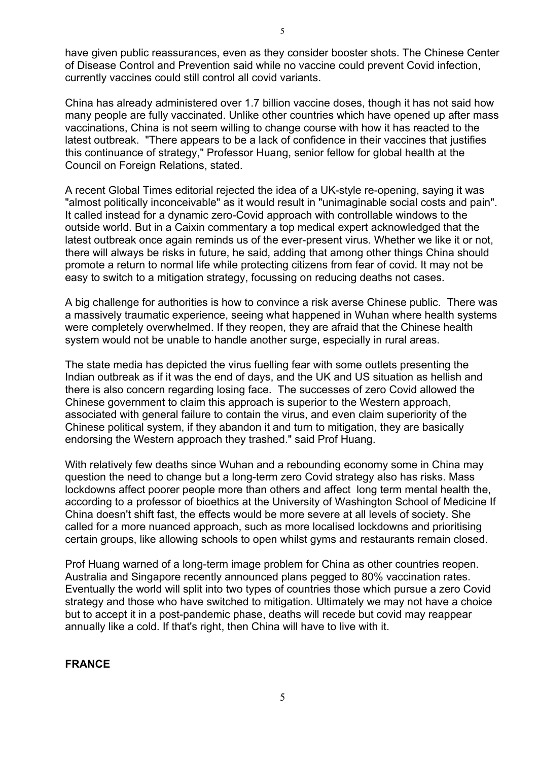have given public reassurances, even as they consider booster shots. The Chinese Center of Disease Control and Prevention said while no vaccine could prevent Covid infection, currently vaccines could still control all covid variants.

China has already administered over 1.7 billion vaccine doses, though it has not said how many people are fully vaccinated. Unlike other countries which have opened up after mass vaccinations, China is not seem willing to change course with how it has reacted to the latest outbreak. "There appears to be a lack of confidence in their vaccines that justifies this continuance of strategy," Professor Huang, senior fellow for global health at the Council on Foreign Relations, stated.

A recent Global Times editorial rejected the idea of a UK-style re-opening, saying it was "almost politically inconceivable" as it would result in "unimaginable social costs and pain". It called instead for a dynamic zero-Covid approach with controllable windows to the outside world. But in a Caixin commentary a top medical expert acknowledged that the latest outbreak once again reminds us of the ever-present virus. Whether we like it or not, there will always be risks in future, he said, adding that among other things China should promote a return to normal life while protecting citizens from fear of covid. It may not be easy to switch to a mitigation strategy, focussing on reducing deaths not cases.

A big challenge for authorities is how to convince a risk averse Chinese public. There was a massively traumatic experience, seeing what happened in Wuhan where health systems were completely overwhelmed. If they reopen, they are afraid that the Chinese health system would not be unable to handle another surge, especially in rural areas.

The state media has depicted the virus fuelling fear with some outlets presenting the Indian outbreak as if it was the end of days, and the UK and US situation as hellish and there is also concern regarding losing face. The successes of zero Covid allowed the Chinese government to claim this approach is superior to the Western approach, associated with general failure to contain the virus, and even claim superiority of the Chinese political system, if they abandon it and turn to mitigation, they are basically endorsing the Western approach they trashed." said Prof Huang.

With relatively few deaths since Wuhan and a rebounding economy some in China may question the need to change but a long-term zero Covid strategy also has risks. Mass lockdowns affect poorer people more than others and affect long term mental health the, according to a professor of bioethics at the University of Washington School of Medicine If China doesn't shift fast, the effects would be more severe at all levels of society. She called for a more nuanced approach, such as more localised lockdowns and prioritising certain groups, like allowing schools to open whilst gyms and restaurants remain closed.

Prof Huang warned of a long-term image problem for China as other countries reopen. Australia and Singapore recently announced plans pegged to 80% vaccination rates. Eventually the world will split into two types of countries those which pursue a zero Covid strategy and those who have switched to mitigation. Ultimately we may not have a choice but to accept it in a post-pandemic phase, deaths will recede but covid may reappear annually like a cold. If that's right, then China will have to live with it.

**FRANCE**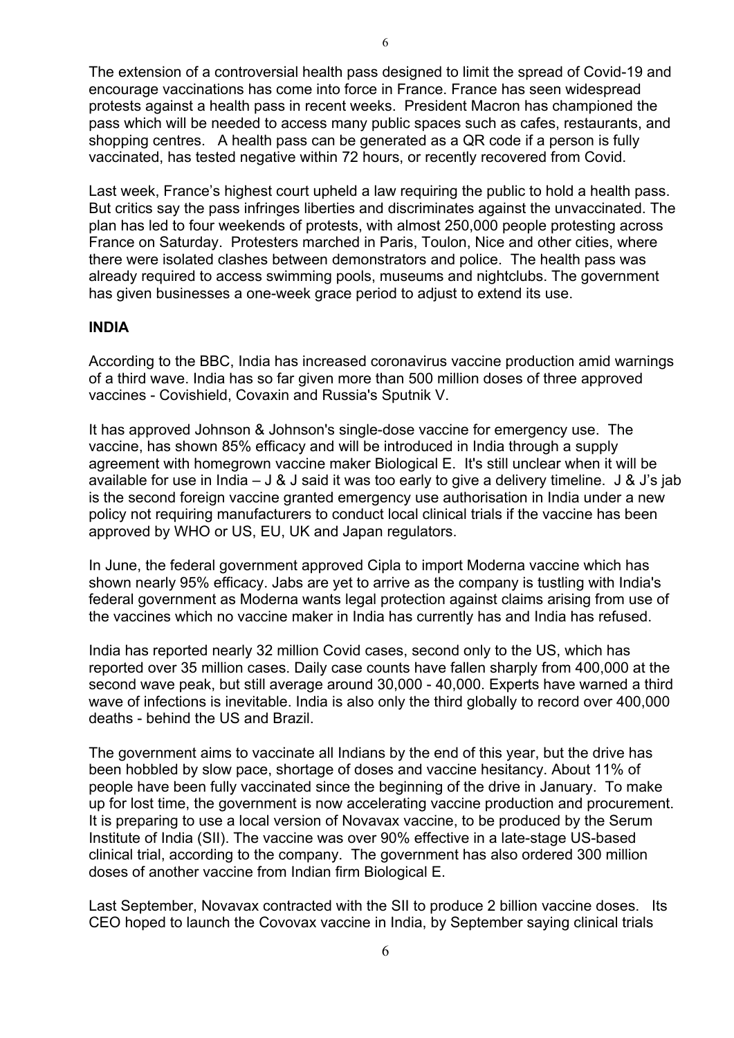The extension of a controversial health pass designed to limit the spread of Covid-19 and encourage vaccinations has come into force in France. France has seen widespread protests against a health pass in recent weeks. President Macron has championed the pass which will be needed to access many public spaces such as cafes, restaurants, and shopping centres. A health pass can be generated as a QR code if a person is fully vaccinated, has tested negative within 72 hours, or recently recovered from Covid.

Last week, France's highest court upheld a law requiring the public to hold a health pass. But critics say the pass infringes liberties and discriminates against the unvaccinated. The plan has led to four weekends of protests, with almost 250,000 people protesting across France on Saturday. Protesters marched in Paris, Toulon, Nice and other cities, where there were isolated clashes between demonstrators and police. The health pass was already required to access swimming pools, museums and nightclubs. The government has given businesses a one-week grace period to adjust to extend its use.

**INDIA**

According to the BBC, India has increased coronavirus vaccine production amid warnings of a third wave. India has so far given more than 500 million doses of three approved vaccines - Covishield, Covaxin and Russia's Sputnik V.

It has approved Johnson & Johnson's single-dose vaccine for emergency use. The vaccine, has shown 85% efficacy and will be introduced in India through a supply agreement with homegrown vaccine maker Biological E. It's still unclear when it will be available for use in India – J & J said it was too early to give a delivery timeline. J & J's jab is the second foreign vaccine granted emergency use authorisation in India under a new policy not requiring manufacturers to conduct local clinical trials if the vaccine has been approved by WHO or US, EU, UK and Japan regulators.

In June, the federal government approved Cipla to import Moderna vaccine which has shown nearly 95% efficacy. Jabs are yet to arrive as the company is tustling with India's federal government as Moderna wants legal protection against claims arising from use of the vaccines which no vaccine maker in India has currently has and India has refused.

India has reported nearly 32 million Covid cases, second only to the US, which has reported over 35 million cases. Daily case counts have fallen sharply from 400,000 at the second wave peak, but still average around 30,000 - 40,000. Experts have warned a third wave of infections is inevitable. India is also only the third globally to record over 400,000 deaths - behind the US and Brazil.

The government aims to vaccinate all Indians by the end of this year, but the drive has been hobbled by slow pace, shortage of doses and vaccine hesitancy. About 11% of people have been fully vaccinated since the beginning of the drive in January. To make up for lost time, the government is now accelerating vaccine production and procurement. It is preparing to use a local version of Novavax vaccine, to be produced by the Serum Institute of India (SII). The vaccine was over 90% effective in a late-stage US-based clinical trial, according to the company. The government has also ordered 300 million doses of another vaccine from Indian firm Biological E.

Last September, Novavax contracted with the SII to produce 2 billion vaccine doses. Its CEO hoped to launch the Covovax vaccine in India, by September saying clinical trials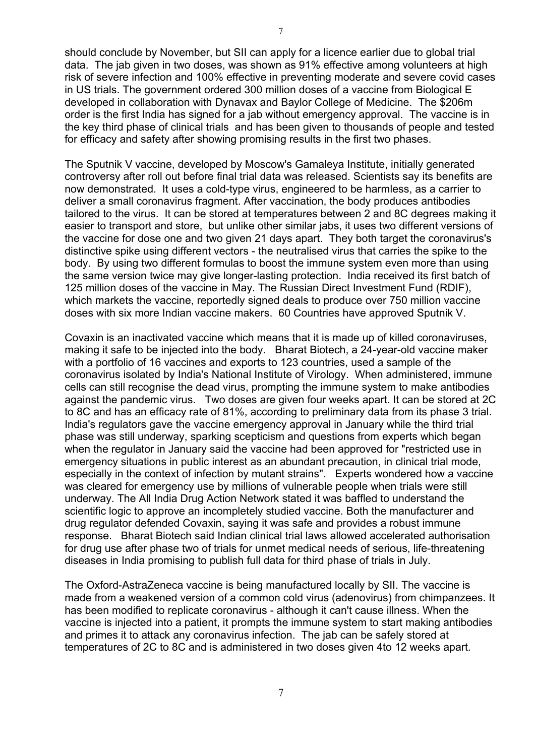should conclude by November, but SII can apply for a licence earlier due to global trial data. The jab given in two doses, was shown as 91% effective among volunteers at high risk of severe infection and 100% effective in preventing moderate and severe covid cases in US trials. The government ordered 300 million doses of a vaccine from Biological E developed in collaboration with Dynavax and Baylor College of Medicine. The $206m order is the first India has signed for a jab without emergency approval. The vaccine is in the key third phase of clinical trials and has been given to thousands of people and tested for efficacy and safety after showing promising results in the first two phases.

The Sputnik V vaccine, developed by Moscow's Gamaleya Institute, initially generated controversy after roll out before final trial data was released. Scientists say its benefits are now demonstrated. It uses a cold-type virus, engineered to be harmless, as a carrier to deliver a small coronavirus fragment. After vaccination, the body produces antibodies tailored to the virus. It can be stored at temperatures between 2 and 8C degrees making it easier to transport and store, but unlike other similar jabs, it uses two different versions of the vaccine for dose one and two given 21 days apart. They both target the coronavirus's distinctive spike using different vectors - the neutralised virus that carries the spike to the body. By using two different formulas to boost the immune system even more than using the same version twice may give longer-lasting protection. India received its first batch of 125 million doses of the vaccine in May. The Russian Direct Investment Fund (RDIF), which markets the vaccine, reportedly signed deals to produce over 750 million vaccine doses with six more Indian vaccine makers. 60 Countries have approved Sputnik V.

Covaxin is an inactivated vaccine which means that it is made up of killed coronaviruses, making it safe to be injected into the body. Bharat Biotech, a 24-year-old vaccine maker with a portfolio of 16 vaccines and exports to 123 countries, used a sample of the coronavirus isolated by India's National Institute of Virology. When administered, immune cells can still recognise the dead virus, prompting the immune system to make antibodies against the pandemic virus. Two doses are given four weeks apart. It can be stored at 2C to 8C and has an efficacy rate of 81%, according to preliminary data from its phase 3 trial. India's regulators gave the vaccine emergency approval in January while the third trial phase was still underway, sparking scepticism and questions from experts which began when the regulator in January said the vaccine had been approved for "restricted use in emergency situations in public interest as an abundant precaution, in clinical trial mode, especially in the context of infection by mutant strains". Experts wondered how a vaccine was cleared for emergency use by millions of vulnerable people when trials were still underway. The All India Drug Action Network stated it was baffled to understand the scientific logic to approve an incompletely studied vaccine. Both the manufacturer and drug regulator defended Covaxin, saying it was safe and provides a robust immune response. Bharat Biotech said Indian clinical trial laws allowed accelerated authorisation for drug use after phase two of trials for unmet medical needs of serious, life-threatening diseases in India promising to publish full data for third phase of trials in July.

The Oxford-AstraZeneca vaccine is being manufactured locally by SII. The vaccine is made from a weakened version of a common cold virus (adenovirus) from chimpanzees. It has been modified to replicate coronavirus - although it can't cause illness. When the vaccine is injected into a patient, it prompts the immune system to start making antibodies and primes it to attack any coronavirus infection. The jab can be safely stored at temperatures of 2C to 8C and is administered in two doses given 4to 12 weeks apart.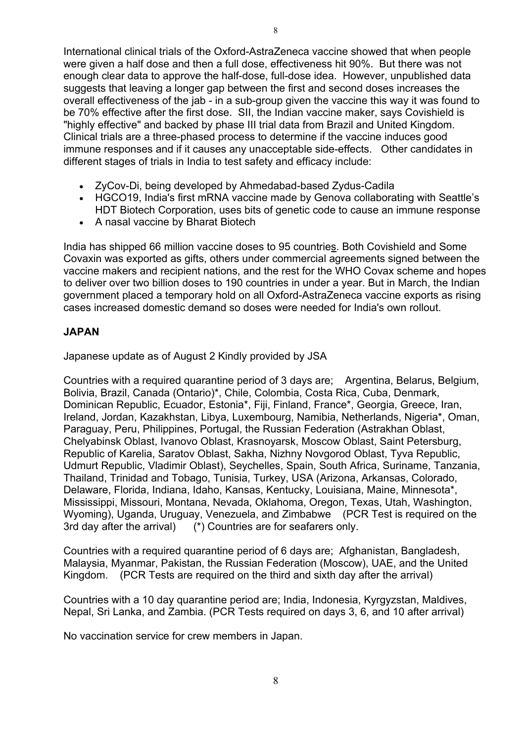International clinical trials of the Oxford-AstraZeneca vaccine showed that when people were given a half dose and then a full dose, effectiveness hit 90%. But there was not enough clear data to approve the half-dose, full-dose idea. However, unpublished data suggests that leaving a longer gap between the first and second doses increases the overall effectiveness of the jab - in a sub-group given the vaccine this way it was found to be 70% effective after the first dose. SII, the Indian vaccine maker, says Covishield is "highly effective" and backed by phase III trial data from Brazil and United Kingdom. Clinical trials are a three-phased process to determine if the vaccine induces good immune responses and if it causes any unacceptable side-effects. Other candidates in different stages of trials in India to test safety and efficacy include:

- ZyCov-Di, being developed by Ahmedabad-based Zydus-Cadila
- HGCO19, India's first mRNA vaccine made by Genova collaborating with Seattle's HDT Biotech Corporation, uses bits of genetic code to cause an immune response
- A nasal vaccine by Bharat Biotech

India has shipped 66 million vaccine doses to 95 countries. Both Covishield and Some Covaxin was exported as gifts, others under commercial agreements signed between the vaccine makers and recipient nations, and the rest for the WHO Covax scheme and hopes to deliver over two billion doses to 190 countries in under a year. But in March, the Indian government placed a temporary hold on all Oxford-AstraZeneca vaccine exports as rising cases increased domestic demand so doses were needed for India's own rollout.

## JAPAN

Japanese update as of August 2 Kindly provided by JSA

Countries with a required quarantine period of 3 days are; Argentina, Belarus, Belgium, Bolivia, Brazil, Canada (Ontario)*, Chile, Colombia, Costa Rica, Cuba, Denmark, Dominican Republic, Ecuador, Estonia*, Fiji, Finland, France*, Georgia, Greece, Iran, Ireland, Jordan, Kazakhstan, Libya, Luxembourg, Namibia, Netherlands, Nigeria*, Oman, Paraguay, Peru, Philippines, Portugal, the Russian Federation (Astrakhan Oblast, Chelyabinsk Oblast, Ivanovo Oblast, Krasnoyarsk, Moscow Oblast, Saint Petersburg, Republic of Karelia, Saratov Oblast, Sakha, Nizhny Novgorod Oblast, Tyva Republic, Udmurt Republic, Vladimir Oblast), Seychelles, Spain, South Africa, Suriname, Tanzania, Thailand, Trinidad and Tobago, Tunisia, Turkey, USA (Arizona, Arkansas, Colorado, Delaware, Florida, Indiana, Idaho, Kansas, Kentucky, Louisiana, Maine, Minnesota*, Mississippi, Missouri, Montana, Nevada, Oklahoma, Oregon, Texas, Utah, Washington, Wyoming), Uganda, Uruguay, Venezuela, and Zimbabwe (PCR Test is required on the 3rd day after the arrival) (*) Countries are for seafarers only.

Countries with a required quarantine period of 6 days are; Afghanistan, Bangladesh, Malaysia, Myanmar, Pakistan, the Russian Federation (Moscow), UAE, and the United Kingdom. (PCR Tests are required on the third and sixth day after the arrival)

Countries with a 10 day quarantine period are; India, Indonesia, Kyrgyzstan, Maldives, Nepal, Sri Lanka, and Zambia. (PCR Tests required on days 3, 6, and 10 after arrival)

No vaccination service for crew members in Japan.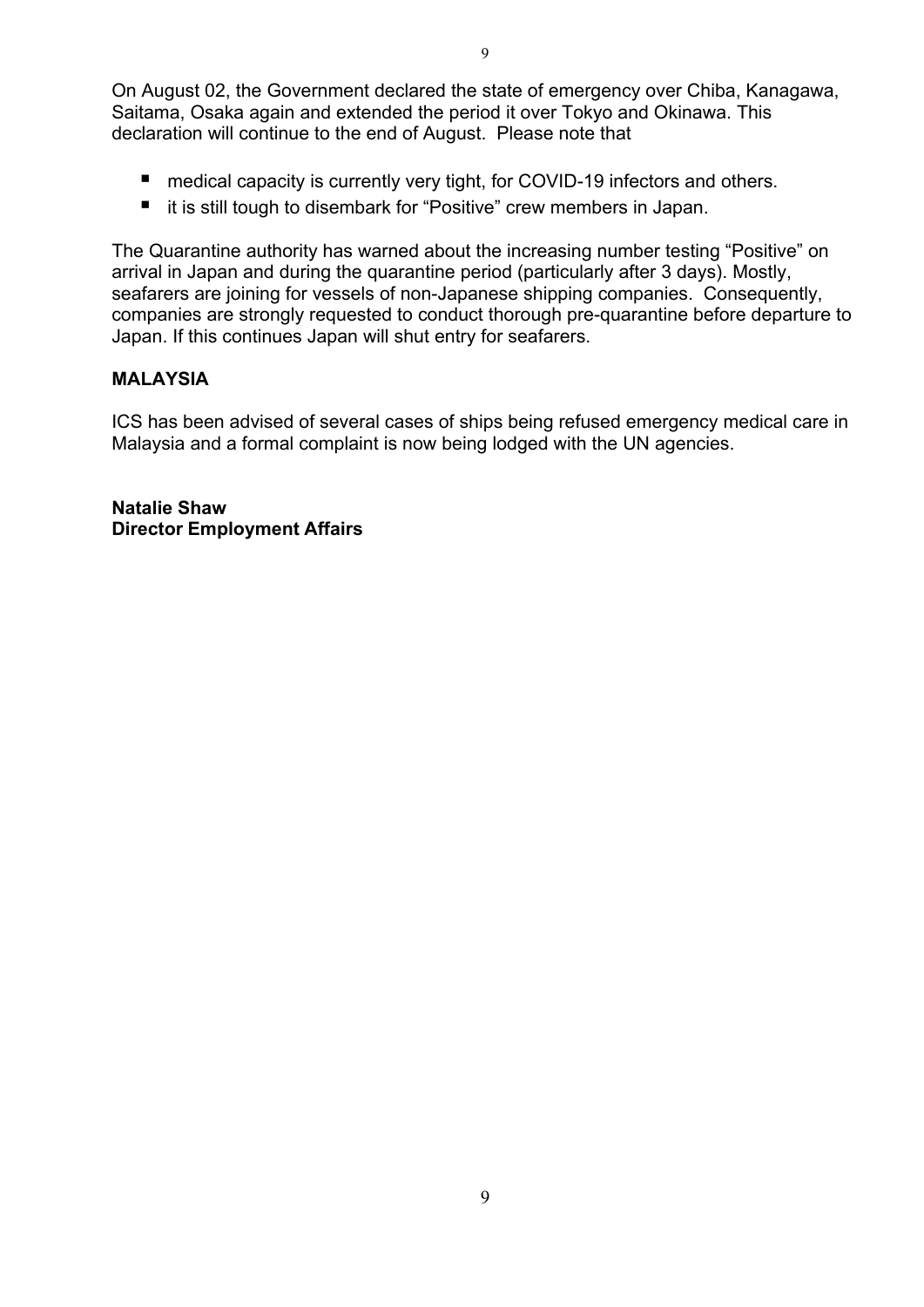On August 02, the Government declared the state of emergency over Chiba, Kanagawa, Saitama, Osaka again and extended the period it over Tokyo and Okinawa. This declaration will continue to the end of August. Please note that

- medical capacity is currently very tight, for COVID-19 infectors and others.
- it is still tough to disembark for "Positive" crew members in Japan.

The Quarantine authority has warned about the increasing number testing "Positive" on arrival in Japan and during the quarantine period (particularly after 3 days). Mostly, seafarers are joining for vessels of non-Japanese shipping companies. Consequently, companies are strongly requested to conduct thorough pre-quarantine before departure to Japan. If this continues Japan will shut entry for seafarers.

## MALAYSIA

ICS has been advised of several cases of ships being refused emergency medical care in Malaysia and a formal complaint is now being lodged with the UN agencies.

**Natalie Shaw**
**Director Employment Affairs**